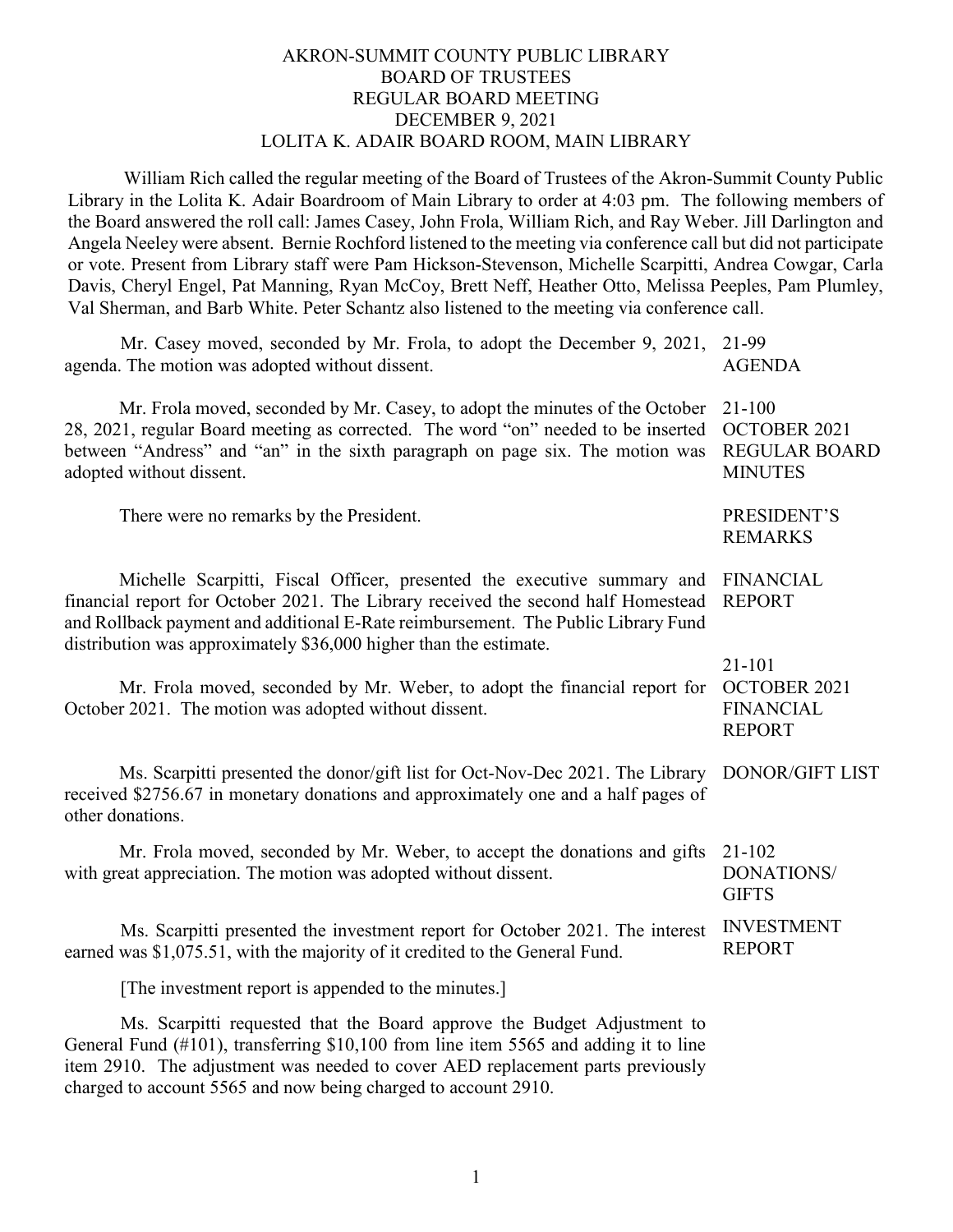# AKRON-SUMMIT COUNTY PUBLIC LIBRARY
## BOARD OF TRUSTEES
## REGULAR BOARD MEETING
## DECEMBER 9, 2021
## LOLITA K. ADAIR BOARD ROOM, MAIN LIBRARY

William Rich called the regular meeting of the Board of Trustees of the Akron-Summit County Public Library in the Lolita K. Adair Boardroom of Main Library to order at 4:03 pm. The following members of the Board answered the roll call: James Casey, John Frola, William Rich, and Ray Weber. Jill Darlington and Angela Neeley were absent. Bernie Rochford listened to the meeting via conference call but did not participate or vote. Present from Library staff were Pam Hickson-Stevenson, Michelle Scarpitti, Andrea Cowgar, Carla Davis, Cheryl Engel, Pat Manning, Ryan McCoy, Brett Neff, Heather Otto, Melissa Peeples, Pam Plumley, Val Sherman, and Barb White. Peter Schantz also listened to the meeting via conference call.

**21-99 AGENDA**

Mr. Casey moved, seconded by Mr. Frola, to adopt the December 9, 2021, agenda. The motion was adopted without dissent.

**21-100 OCTOBER 2021 REGULAR BOARD MINUTES**

Mr. Frola moved, seconded by Mr. Casey, to adopt the minutes of the October 28, 2021, regular Board meeting as corrected. The word "on" needed to be inserted between "Andress" and "an" in the sixth paragraph on page six. The motion was adopted without dissent.

**PRESIDENT'S REMARKS**

There were no remarks by the President.

**FINANCIAL REPORT**

Michelle Scarpitti, Fiscal Officer, presented the executive summary and financial report for October 2021. The Library received the second half Homestead and Rollback payment and additional E-Rate reimbursement. The Public Library Fund distribution was approximately $36,000 higher than the estimate.

**21-101 OCTOBER 2021 FINANCIAL REPORT**

Mr. Frola moved, seconded by Mr. Weber, to adopt the financial report for October 2021. The motion was adopted without dissent.

**DONOR/GIFT LIST**

Ms. Scarpitti presented the donor/gift list for Oct-Nov-Dec 2021. The Library received $2756.67 in monetary donations and approximately one and a half pages of other donations.

**21-102 DONATIONS/ GIFTS**

Mr. Frola moved, seconded by Mr. Weber, to accept the donations and gifts with great appreciation. The motion was adopted without dissent.

**INVESTMENT REPORT**

Ms. Scarpitti presented the investment report for October 2021. The interest earned was $1,075.51, with the majority of it credited to the General Fund.

[The investment report is appended to the minutes.]

Ms. Scarpitti requested that the Board approve the Budget Adjustment to General Fund (#101), transferring $10,100 from line item 5565 and adding it to line item 2910. The adjustment was needed to cover AED replacement parts previously charged to account 5565 and now being charged to account 2910.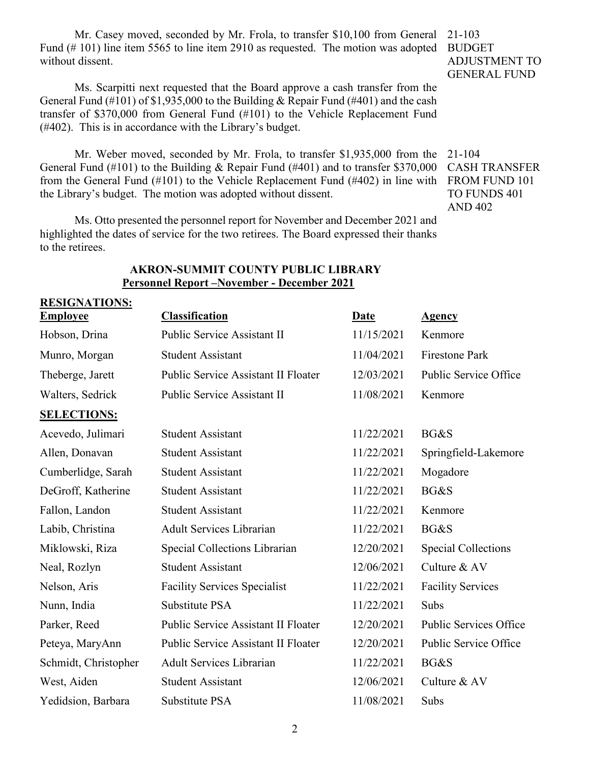Mr. Casey moved, seconded by Mr. Frola, to transfer $10,100 from General Fund (# 101) line item 5565 to line item 2910 as requested. The motion was adopted without dissent.

21-103 BUDGET ADJUSTMENT TO GENERAL FUND

Ms. Scarpitti next requested that the Board approve a cash transfer from the General Fund (#101) of $1,935,000 to the Building & Repair Fund (#401) and the cash transfer of $370,000 from General Fund (#101) to the Vehicle Replacement Fund (#402). This is in accordance with the Library's budget.

Mr. Weber moved, seconded by Mr. Frola, to transfer $1,935,000 from the General Fund (#101) to the Building & Repair Fund (#401) and to transfer $370,000 from the General Fund (#101) to the Vehicle Replacement Fund (#402) in line with the Library's budget. The motion was adopted without dissent.

21-104 CASH TRANSFER FROM FUND 101 TO FUNDS 401 AND 402

Ms. Otto presented the personnel report for November and December 2021 and highlighted the dates of service for the two retirees. The Board expressed their thanks to the retirees.

**AKRON-SUMMIT COUNTY PUBLIC LIBRARY**
**Personnel Report –November - December 2021**

**RESIGNATIONS:**

| Employee | Classification | Date | Agency |
|---|---|---|---|
| Hobson, Drina | Public Service Assistant II | 11/15/2021 | Kenmore |
| Munro, Morgan | Student Assistant | 11/04/2021 | Firestone Park |
| Theberge, Jarett | Public Service Assistant II Floater | 12/03/2021 | Public Service Office |
| Walters, Sedrick | Public Service Assistant II | 11/08/2021 | Kenmore |

**SELECTIONS:**

| Employee | Classification | Date | Agency |
|---|---|---|---|
| Acevedo, Julimari | Student Assistant | 11/22/2021 | BG&S |
| Allen, Donavan | Student Assistant | 11/22/2021 | Springfield-Lakemore |
| Cumberlidge, Sarah | Student Assistant | 11/22/2021 | Mogadore |
| DeGroff, Katherine | Student Assistant | 11/22/2021 | BG&S |
| Fallon, Landon | Student Assistant | 11/22/2021 | Kenmore |
| Labib, Christina | Adult Services Librarian | 11/22/2021 | BG&S |
| Miklowski, Riza | Special Collections Librarian | 12/20/2021 | Special Collections |
| Neal, Rozlyn | Student Assistant | 12/06/2021 | Culture & AV |
| Nelson, Aris | Facility Services Specialist | 11/22/2021 | Facility Services |
| Nunn, India | Substitute PSA | 11/22/2021 | Subs |
| Parker, Reed | Public Service Assistant II Floater | 12/20/2021 | Public Services Office |
| Peteya, MaryAnn | Public Service Assistant II Floater | 12/20/2021 | Public Service Office |
| Schmidt, Christopher | Adult Services Librarian | 11/22/2021 | BG&S |
| West, Aiden | Student Assistant | 12/06/2021 | Culture & AV |
| Yedidsion, Barbara | Substitute PSA | 11/08/2021 | Subs |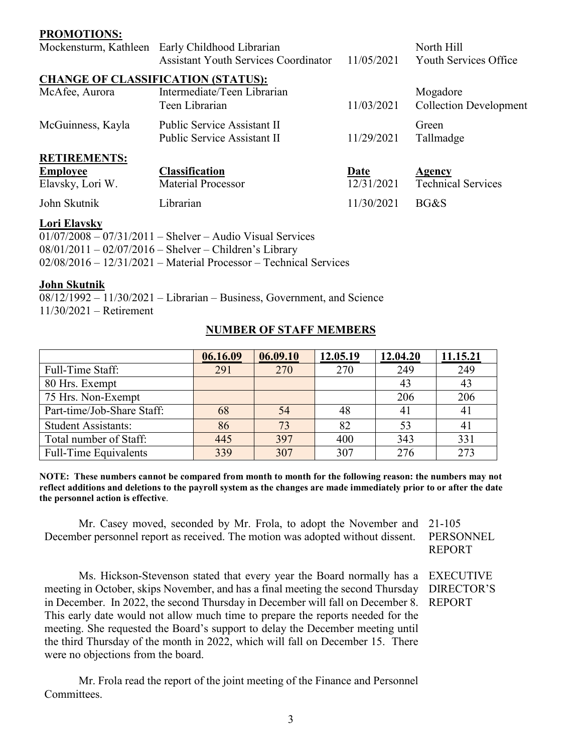**PROMOTIONS:**

| | | | |
|---|---|---|---|
| Mockensturm, Kathleen | Early Childhood Librarian | | North Hill |
| | Assistant Youth Services Coordinator | 11/05/2021 | Youth Services Office |

**CHANGE OF CLASSIFICATION (STATUS):**

| | | | |
|---|---|---|---|
| McAfee, Aurora | Intermediate/Teen Librarian | | Mogadore |
| | Teen Librarian | 11/03/2021 | Collection Development |
| McGuinness, Kayla | Public Service Assistant II | | Green |
| | Public Service Assistant II | 11/29/2021 | Tallmadge |

**RETIREMENTS:**

| **Employee** | **Classification** | **Date** | **Agency** |
|---|---|---|---|
| Elavsky, Lori W. | Material Processor | 12/31/2021 | Technical Services |
| John Skutnik | Librarian | 11/30/2021 | BG&S |

**Lori Elavsky**

01/07/2008 – 07/31/2011 – Shelver – Audio Visual Services
08/01/2011 – 02/07/2016 – Shelver – Children's Library
02/08/2016 – 12/31/2021 – Material Processor – Technical Services

**John Skutnik**

08/12/1992 – 11/30/2021 – Librarian – Business, Government, and Science
11/30/2021 – Retirement

## NUMBER OF STAFF MEMBERS

| | 06.16.09 | 06.09.10 | 12.05.19 | 12.04.20 | 11.15.21 |
|---|---|---|---|---|---|
| Full-Time Staff: | 291 | 270 | 270 | 249 | 249 |
| 80 Hrs. Exempt | | | | 43 | 43 |
| 75 Hrs. Non-Exempt | | | | 206 | 206 |
| Part-time/Job-Share Staff: | 68 | 54 | 48 | 41 | 41 |
| Student Assistants: | 86 | 73 | 82 | 53 | 41 |
| Total number of Staff: | 445 | 397 | 400 | 343 | 331 |
| Full-Time Equivalents | 339 | 307 | 307 | 276 | 273 |

**NOTE: These numbers cannot be compared from month to month for the following reason: the numbers may not reflect additions and deletions to the payroll system as the changes are made immediately prior to or after the date the personnel action is effective**.

21-105 PERSONNEL REPORT

Mr. Casey moved, seconded by Mr. Frola, to adopt the November and December personnel report as received. The motion was adopted without dissent.

EXECUTIVE DIRECTOR'S REPORT

Ms. Hickson-Stevenson stated that every year the Board normally has a meeting in October, skips November, and has a final meeting the second Thursday in December. In 2022, the second Thursday in December will fall on December 8. This early date would not allow much time to prepare the reports needed for the meeting. She requested the Board's support to delay the December meeting until the third Thursday of the month in 2022, which will fall on December 15. There were no objections from the board.

Mr. Frola read the report of the joint meeting of the Finance and Personnel Committees.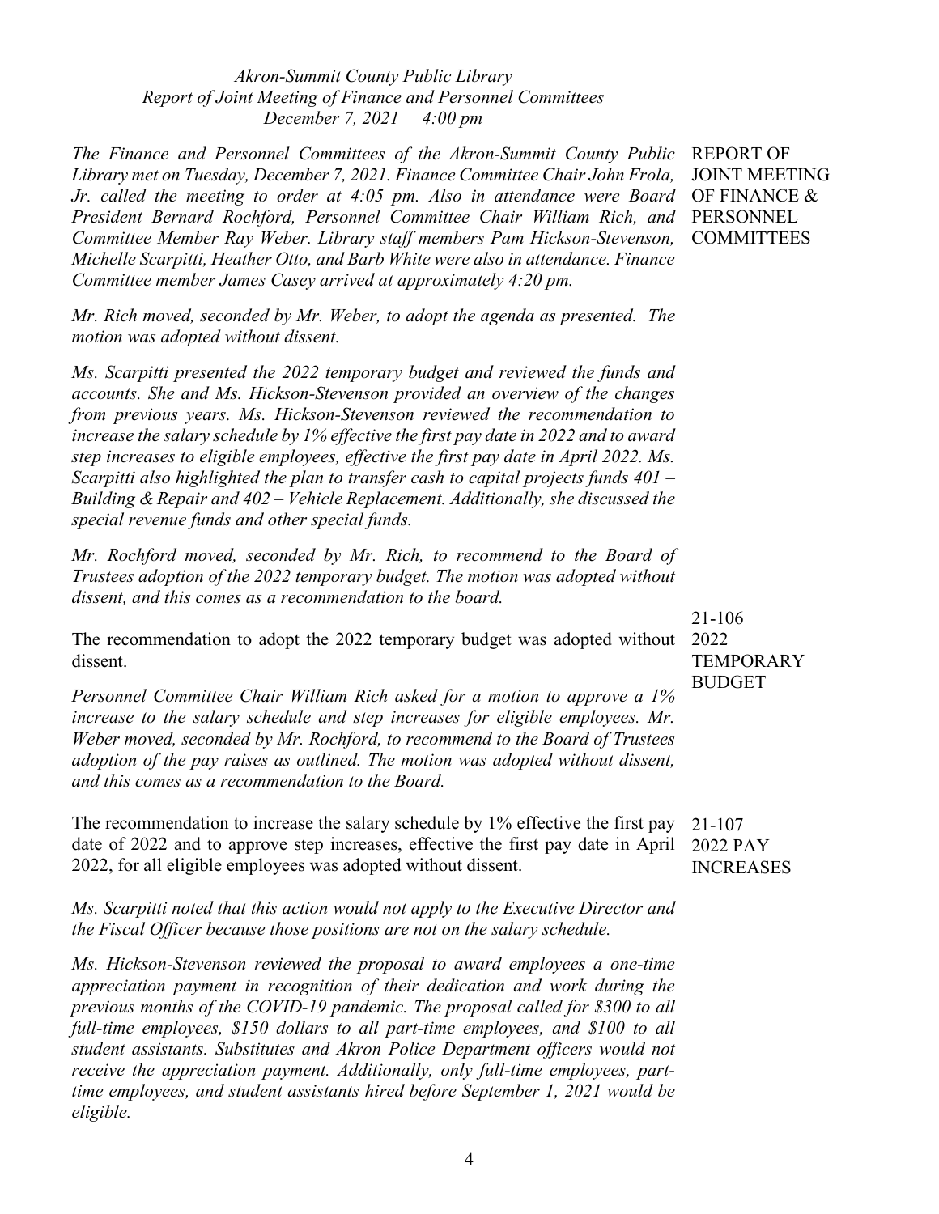*Akron-Summit County Public Library*
*Report of Joint Meeting of Finance and Personnel Committees*
*December 7, 2021 4:00 pm*

REPORT OF JOINT MEETING OF FINANCE & PERSONNEL COMMITTEES

*The Finance and Personnel Committees of the Akron-Summit County Public Library met on Tuesday, December 7, 2021. Finance Committee Chair John Frola, Jr. called the meeting to order at 4:05 pm. Also in attendance were Board President Bernard Rochford, Personnel Committee Chair William Rich, and Committee Member Ray Weber. Library staff members Pam Hickson-Stevenson, Michelle Scarpitti, Heather Otto, and Barb White were also in attendance. Finance Committee member James Casey arrived at approximately 4:20 pm.*

*Mr. Rich moved, seconded by Mr. Weber, to adopt the agenda as presented. The motion was adopted without dissent.*

*Ms. Scarpitti presented the 2022 temporary budget and reviewed the funds and accounts. She and Ms. Hickson-Stevenson provided an overview of the changes from previous years. Ms. Hickson-Stevenson reviewed the recommendation to increase the salary schedule by 1% effective the first pay date in 2022 and to award step increases to eligible employees, effective the first pay date in April 2022. Ms. Scarpitti also highlighted the plan to transfer cash to capital projects funds 401 – Building & Repair and 402 – Vehicle Replacement. Additionally, she discussed the special revenue funds and other special funds.*

*Mr. Rochford moved, seconded by Mr. Rich, to recommend to the Board of Trustees adoption of the 2022 temporary budget. The motion was adopted without dissent, and this comes as a recommendation to the board.*

21-106 2022 TEMPORARY BUDGET

The recommendation to adopt the 2022 temporary budget was adopted without dissent.

*Personnel Committee Chair William Rich asked for a motion to approve a 1% increase to the salary schedule and step increases for eligible employees. Mr. Weber moved, seconded by Mr. Rochford, to recommend to the Board of Trustees adoption of the pay raises as outlined. The motion was adopted without dissent, and this comes as a recommendation to the Board.*

21-107 2022 PAY INCREASES

The recommendation to increase the salary schedule by 1% effective the first pay date of 2022 and to approve step increases, effective the first pay date in April 2022, for all eligible employees was adopted without dissent.

*Ms. Scarpitti noted that this action would not apply to the Executive Director and the Fiscal Officer because those positions are not on the salary schedule.*

*Ms. Hickson-Stevenson reviewed the proposal to award employees a one-time appreciation payment in recognition of their dedication and work during the previous months of the COVID-19 pandemic. The proposal called for $300 to all full-time employees, $150 dollars to all part-time employees, and $100 to all student assistants. Substitutes and Akron Police Department officers would not receive the appreciation payment. Additionally, only full-time employees, part-time employees, and student assistants hired before September 1, 2021 would be eligible.*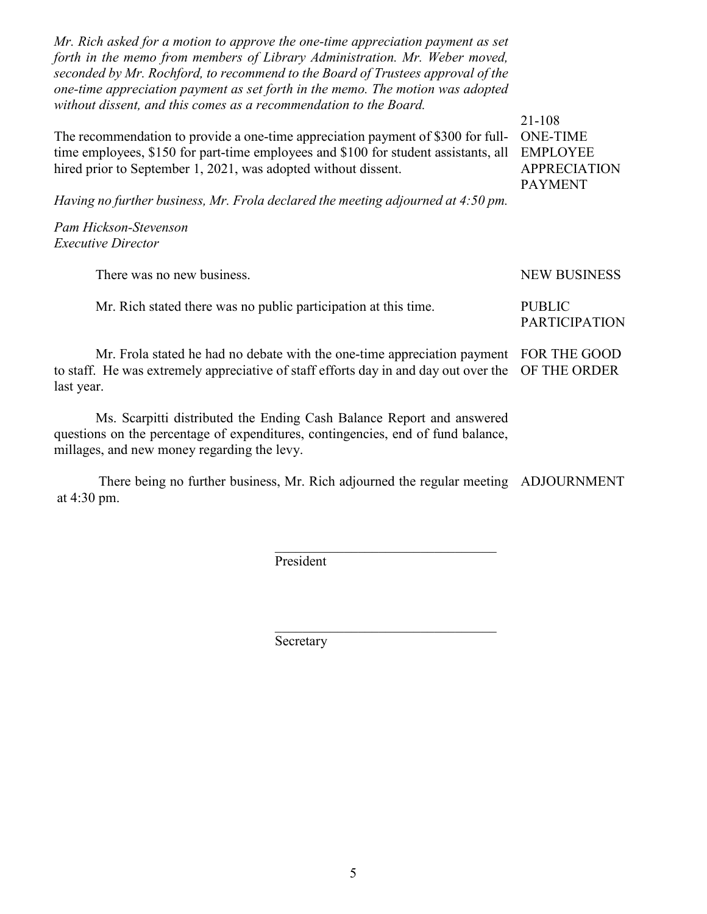*Mr. Rich asked for a motion to approve the one-time appreciation payment as set forth in the memo from members of Library Administration. Mr. Weber moved, seconded by Mr. Rochford, to recommend to the Board of Trustees approval of the one-time appreciation payment as set forth in the memo. The motion was adopted without dissent, and this comes as a recommendation to the Board.*

**21-108 ONE-TIME EMPLOYEE APPRECIATION PAYMENT**

The recommendation to provide a one-time appreciation payment of $300 for full-time employees, $150 for part-time employees and $100 for student assistants, all hired prior to September 1, 2021, was adopted without dissent.

*Having no further business, Mr. Frola declared the meeting adjourned at 4:50 pm.*

*Pam Hickson-Stevenson*
*Executive Director*

**NEW BUSINESS**

There was no new business.

**PUBLIC PARTICIPATION**

Mr. Rich stated there was no public participation at this time.

**FOR THE GOOD OF THE ORDER**

Mr. Frola stated he had no debate with the one-time appreciation payment to staff. He was extremely appreciative of staff efforts day in and day out over the last year.

Ms. Scarpitti distributed the Ending Cash Balance Report and answered questions on the percentage of expenditures, contingencies, end of fund balance, millages, and new money regarding the levy.

**ADJOURNMENT**

There being no further business, Mr. Rich adjourned the regular meeting at 4:30 pm.

\_\_\_\_\_\_\_\_\_\_\_\_\_\_\_\_\_\_\_\_\_\_\_\_\_\_\_\_\_\_\_\_
President

\_\_\_\_\_\_\_\_\_\_\_\_\_\_\_\_\_\_\_\_\_\_\_\_\_\_\_\_\_\_\_\_
Secretary